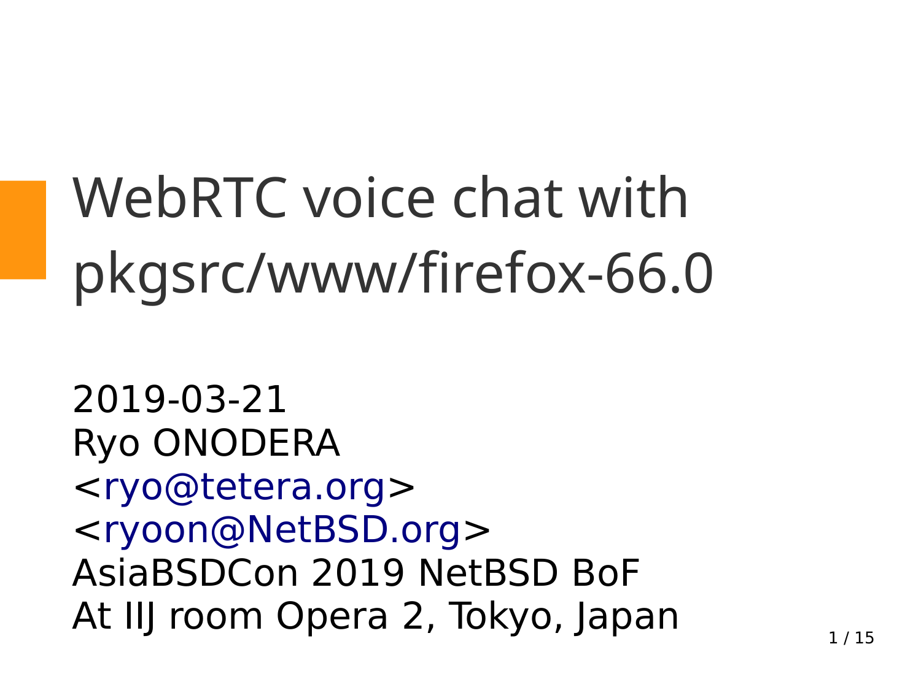# WebRTC voice chat with pkgsrc/www/firefox-66.0

2019-03-21
Ryo ONODERA
<ryo@tetera.org>
<ryoon@NetBSD.org>
AsiaBSDCon 2019 NetBSD BoF
At IIJ room Opera 2, Tokyo, Japan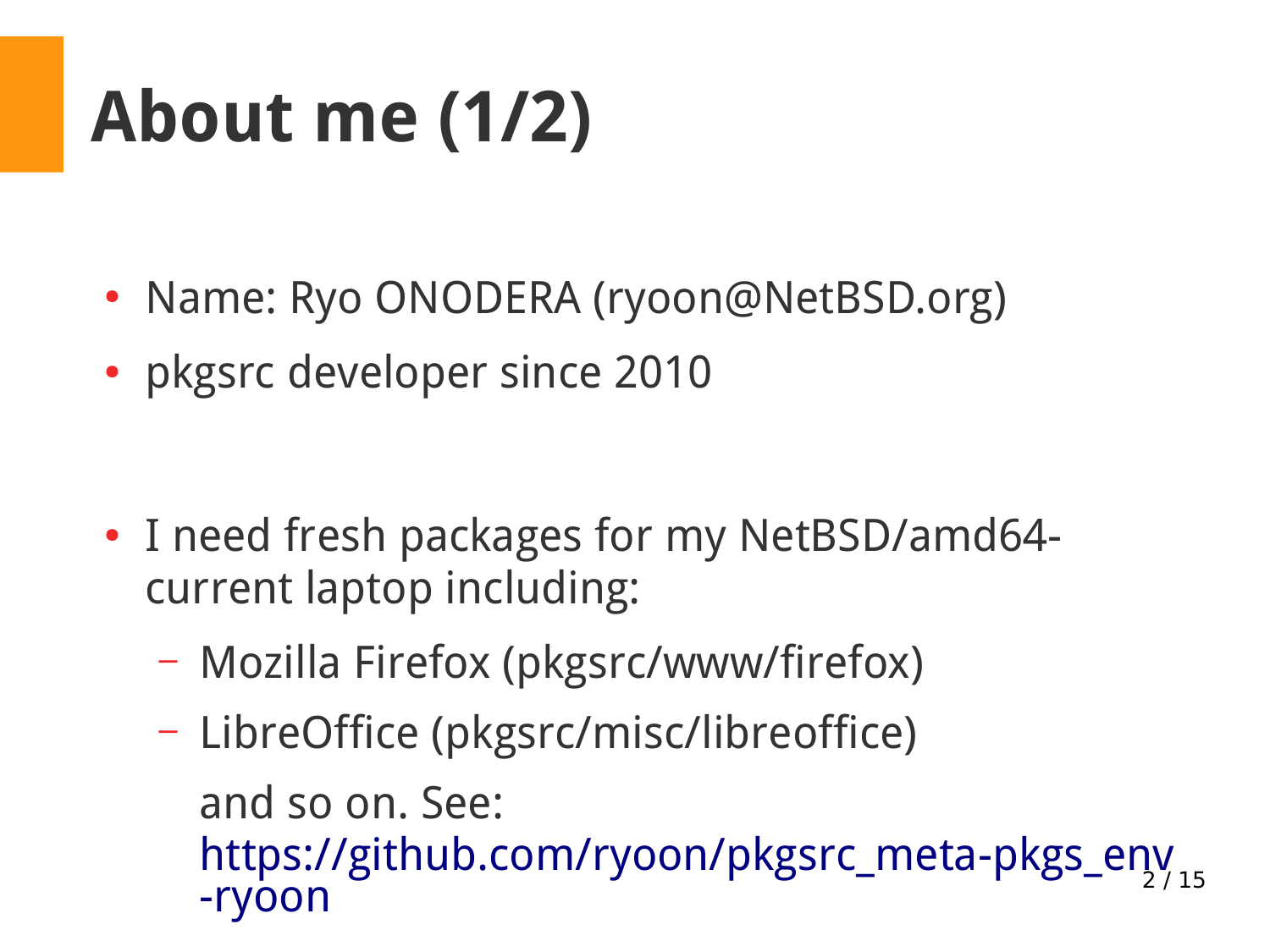# About me (1/2)

- Name: Ryo ONODERA (ryoon@NetBSD.org)
- pkgsrc developer since 2010

- I need fresh packages for my NetBSD/amd64-current laptop including:
  - Mozilla Firefox (pkgsrc/www/firefox)
  - LibreOffice (pkgsrc/misc/libreoffice)

  and so on. See: https://github.com/ryoon/pkgsrc_meta-pkgs_env-ryoon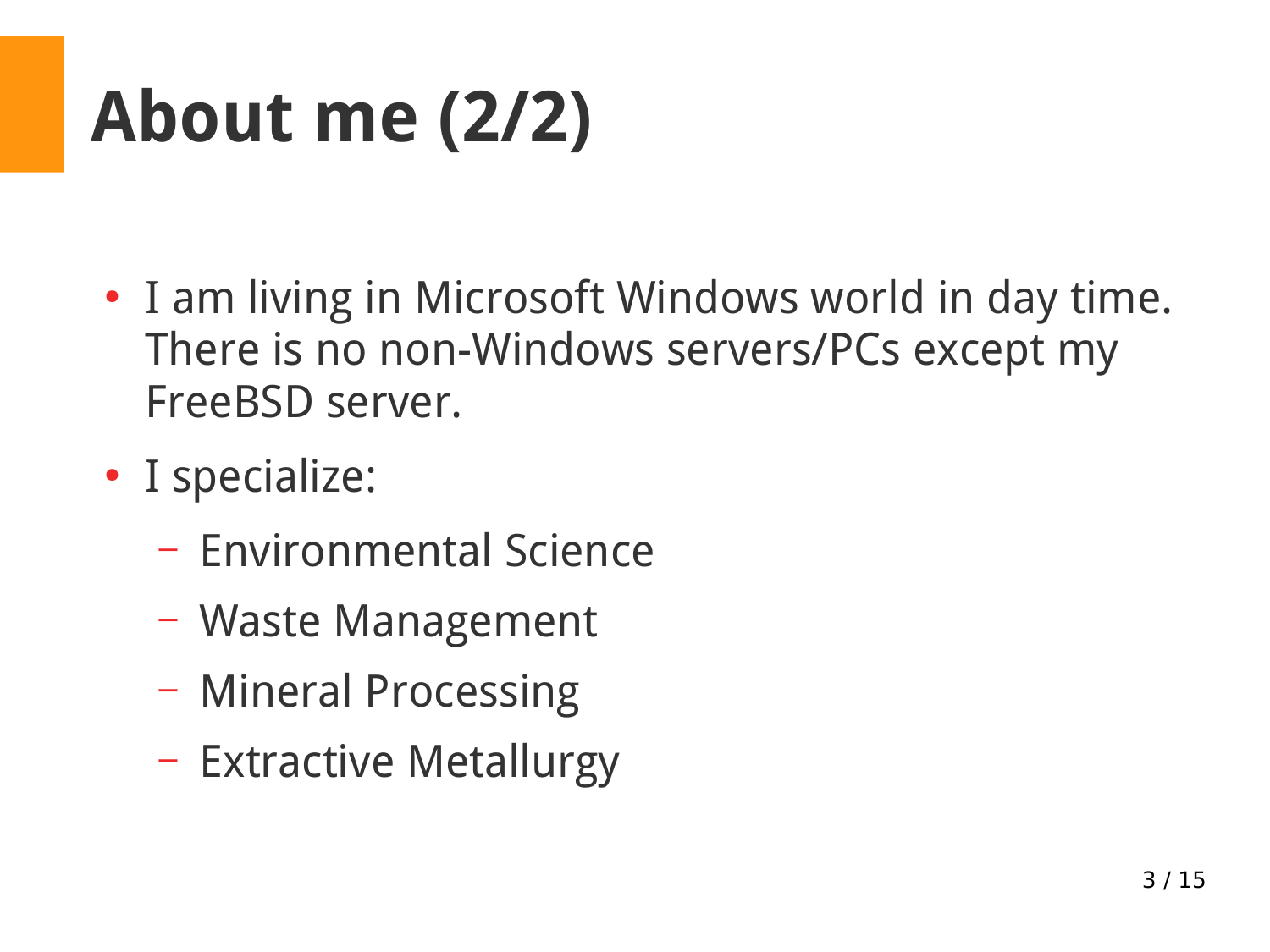# About me (2/2)

- I am living in Microsoft Windows world in day time. There is no non-Windows servers/PCs except my FreeBSD server.
- I specialize:
  - Environmental Science
  - Waste Management
  - Mineral Processing
  - Extractive Metallurgy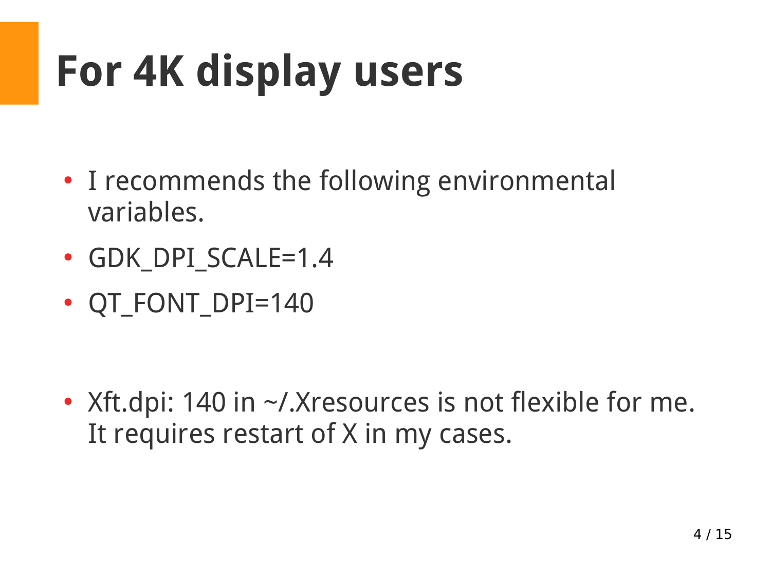# For 4K display users

- I recommends the following environmental variables.
- GDK_DPI_SCALE=1.4
- QT_FONT_DPI=140

- Xft.dpi: 140 in ~/.Xresources is not flexible for me. It requires restart of X in my cases.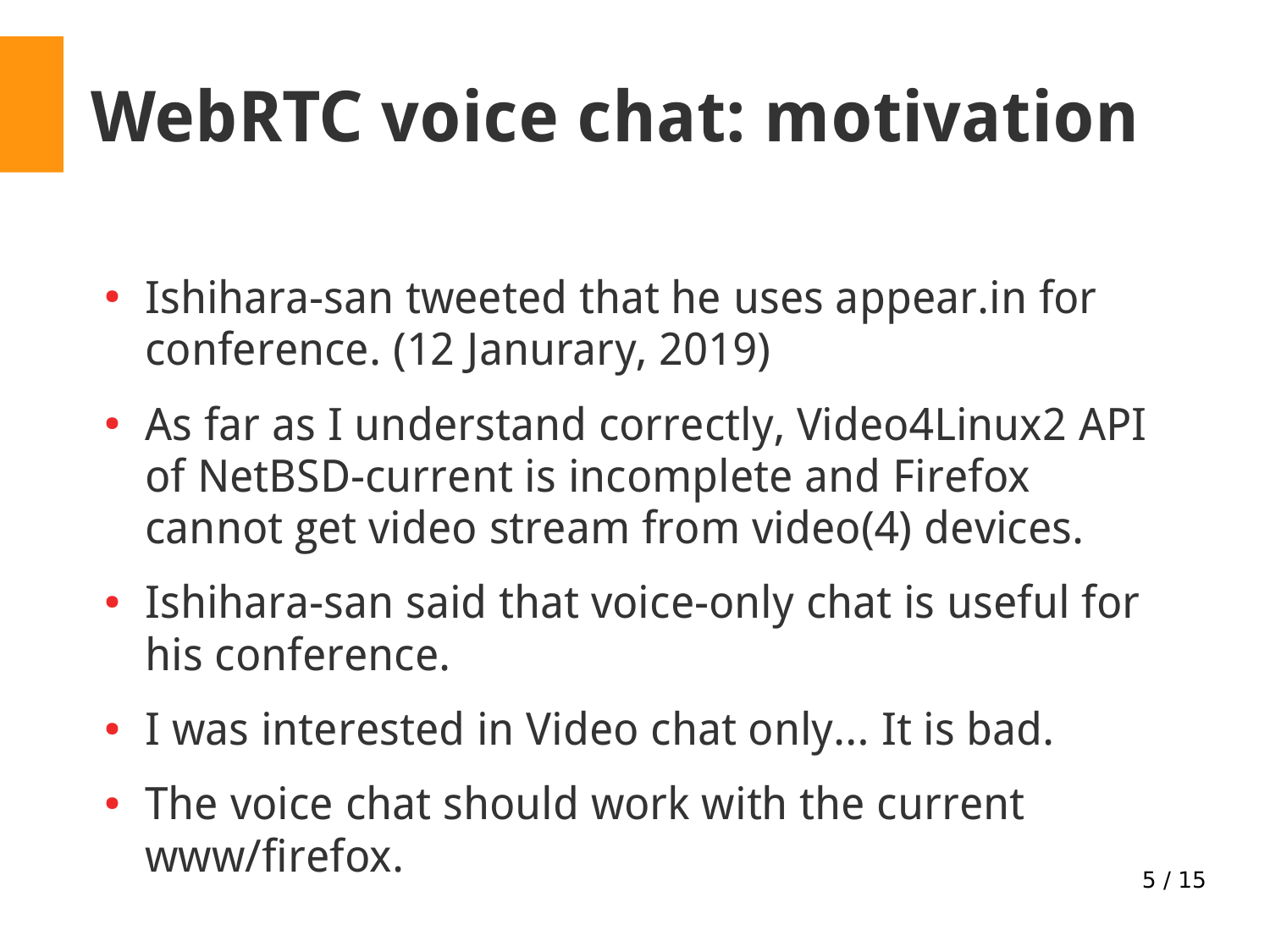# WebRTC voice chat: motivation

- Ishihara-san tweeted that he uses appear.in for conference. (12 Janurary, 2019)
- As far as I understand correctly, Video4Linux2 API of NetBSD-current is incomplete and Firefox cannot get video stream from video(4) devices.
- Ishihara-san said that voice-only chat is useful for his conference.
- I was interested in Video chat only... It is bad.
- The voice chat should work with the current www/firefox.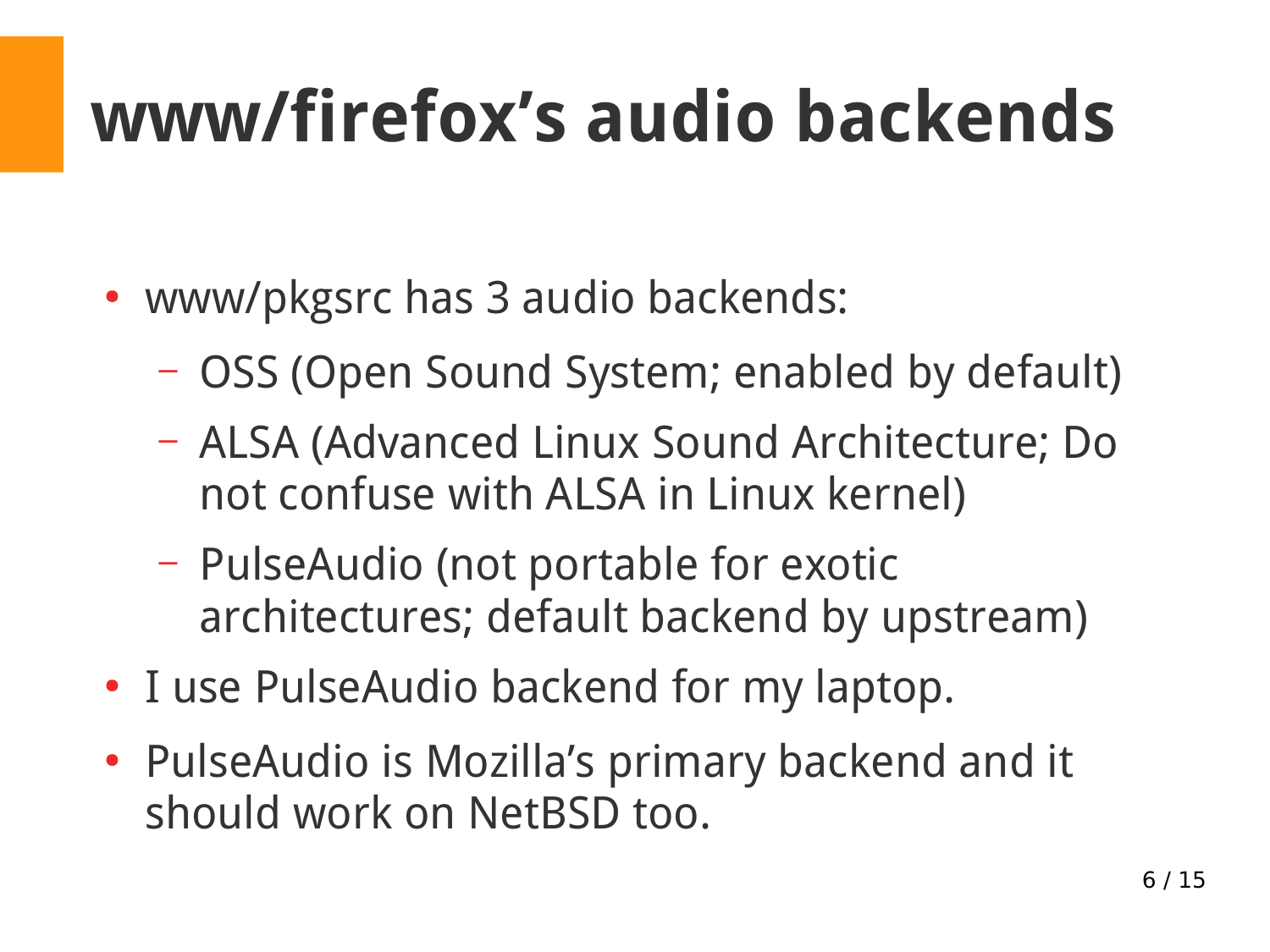# www/firefox's audio backends

- www/pkgsrc has 3 audio backends:
  - OSS (Open Sound System; enabled by default)
  - ALSA (Advanced Linux Sound Architecture; Do not confuse with ALSA in Linux kernel)
  - PulseAudio (not portable for exotic architectures; default backend by upstream)
- I use PulseAudio backend for my laptop.
- PulseAudio is Mozilla's primary backend and it should work on NetBSD too.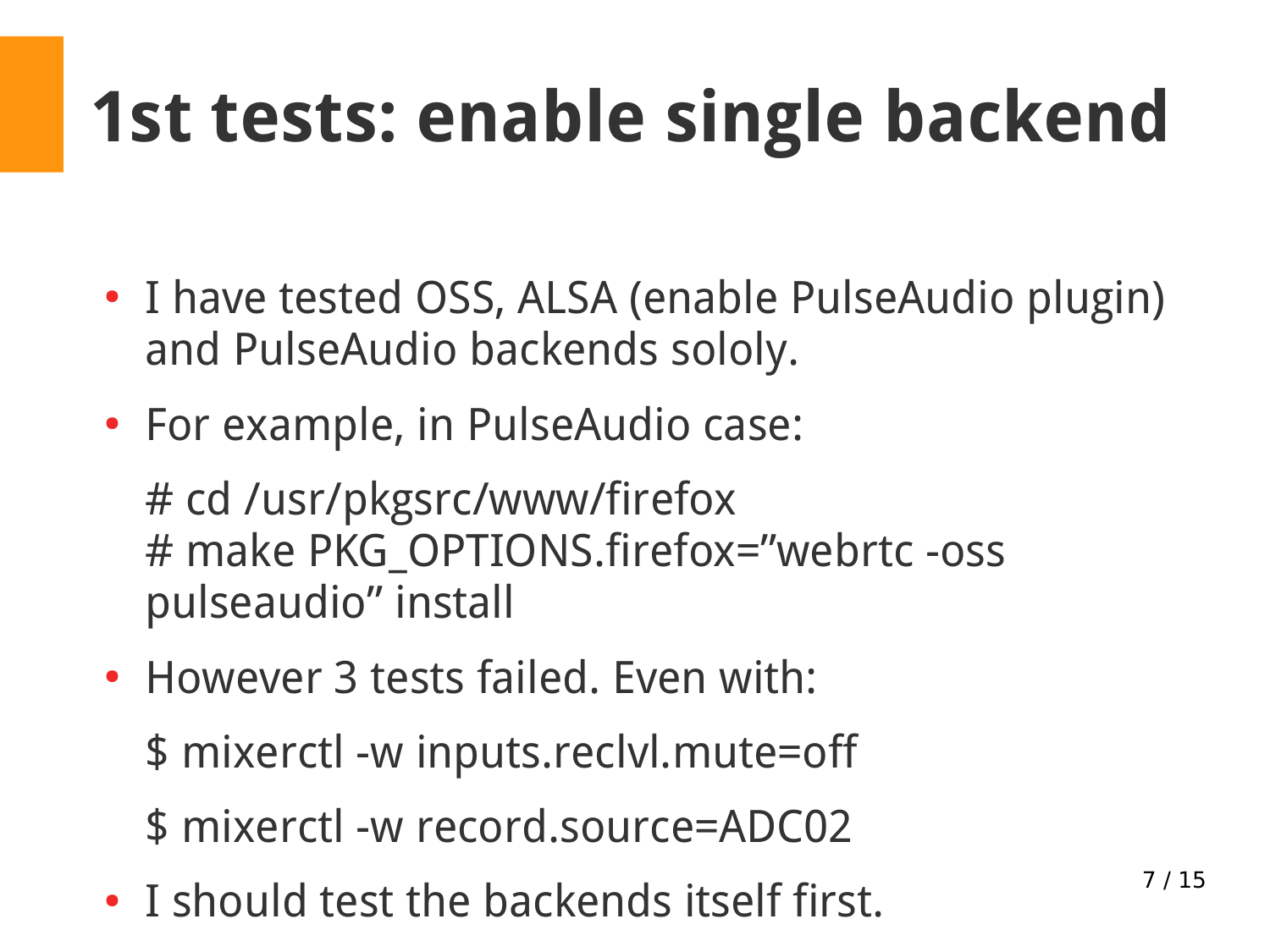# 1st tests: enable single backend

- I have tested OSS, ALSA (enable PulseAudio plugin) and PulseAudio backends sololy.
- For example, in PulseAudio case:

```
# cd /usr/pkgsrc/www/firefox
# make PKG_OPTIONS.firefox=”webrtc -oss pulseaudio” install
```

- However 3 tests failed. Even with:

```
$ mixerctl -w inputs.reclvl.mute=off
```

```
$ mixerctl -w record.source=ADC02
```

- I should test the backends itself first.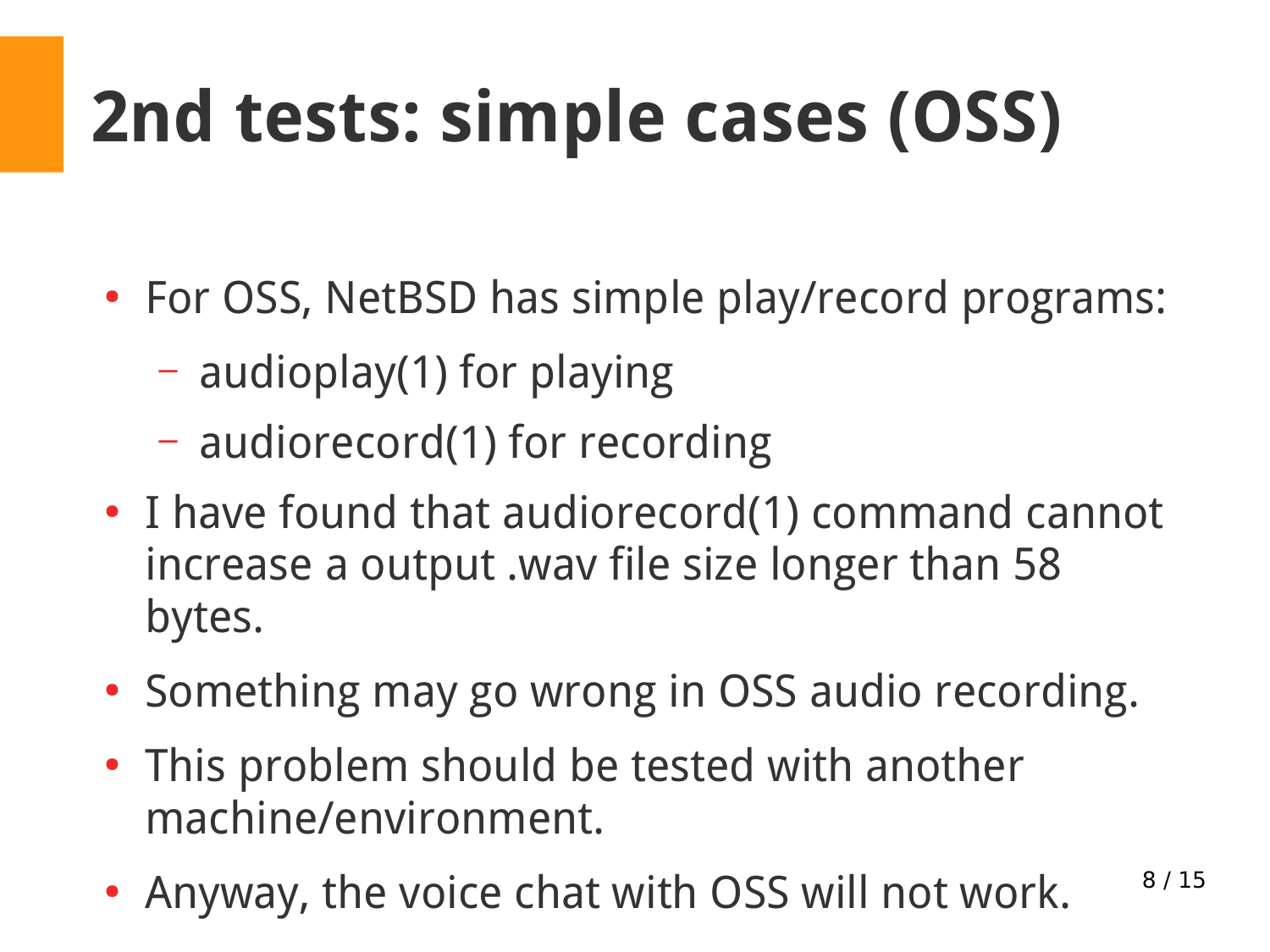# 2nd tests: simple cases (OSS)

- For OSS, NetBSD has simple play/record programs:
  - audioplay(1) for playing
  - audiorecord(1) for recording
- I have found that audiorecord(1) command cannot increase a output .wav file size longer than 58 bytes.
- Something may go wrong in OSS audio recording.
- This problem should be tested with another machine/environment.
- Anyway, the voice chat with OSS will not work.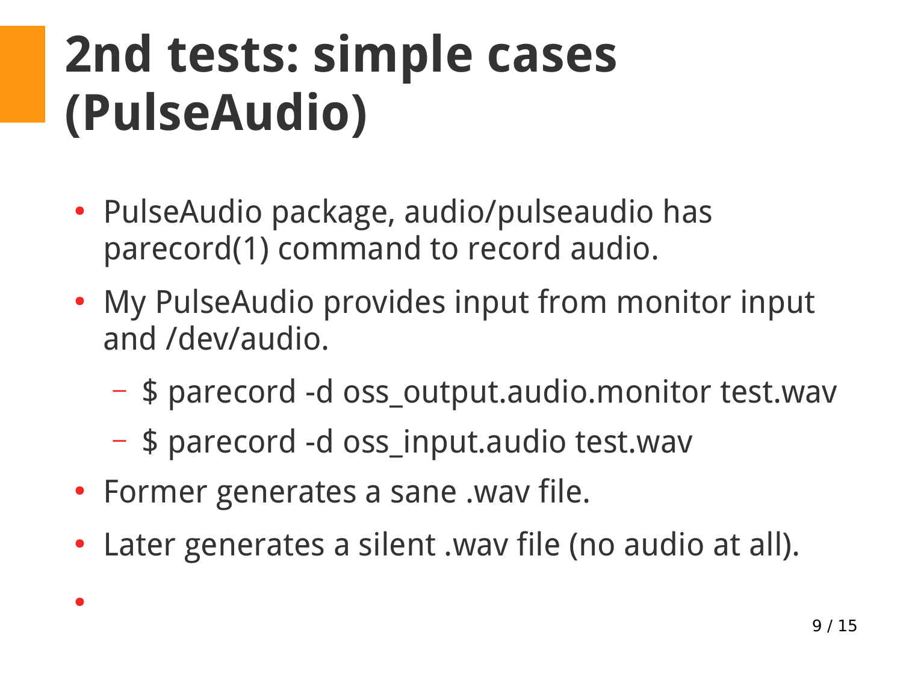# 2nd tests: simple cases (PulseAudio)

- PulseAudio package, audio/pulseaudio has parecord(1) command to record audio.
- My PulseAudio provides input from monitor input and /dev/audio.
  - $ parecord -d oss_output.audio.monitor test.wav
  - $ parecord -d oss_input.audio test.wav
- Former generates a sane .wav file.
- Later generates a silent .wav file (no audio at all).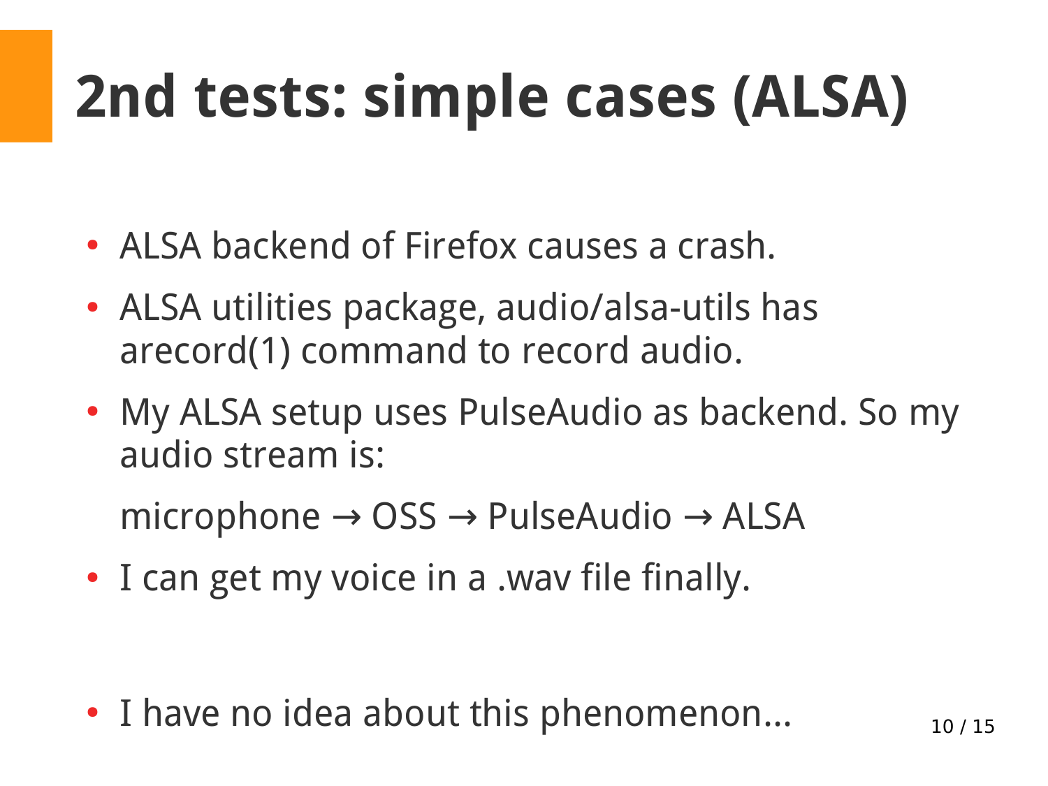# 2nd tests: simple cases (ALSA)

- ALSA backend of Firefox causes a crash.
- ALSA utilities package, audio/alsa-utils has arecord(1) command to record audio.
- My ALSA setup uses PulseAudio as backend. So my audio stream is:

  microphone → OSS → PulseAudio → ALSA
- I can get my voice in a .wav file finally.

- I have no idea about this phenomenon...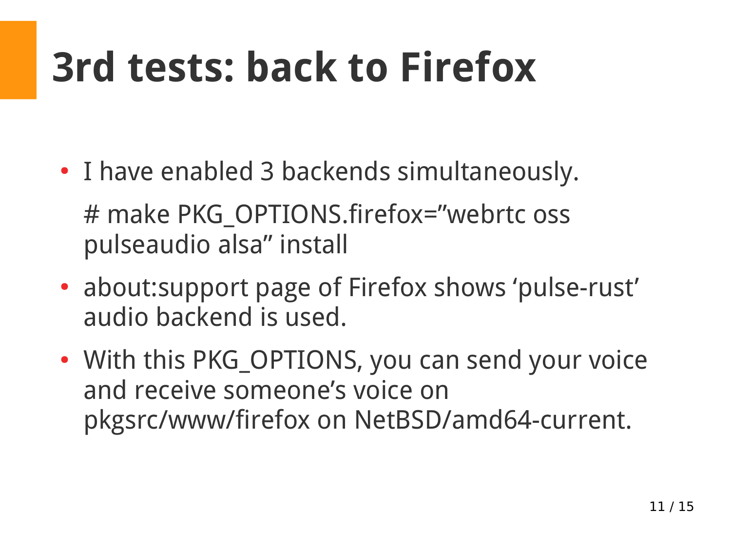# 3rd tests: back to Firefox

- I have enabled 3 backends simultaneously.

  # make PKG_OPTIONS.firefox=”webrtc oss pulseaudio alsa” install

- about:support page of Firefox shows ‘pulse-rust’ audio backend is used.
- With this PKG_OPTIONS, you can send your voice and receive someone’s voice on pkgsrc/www/firefox on NetBSD/amd64-current.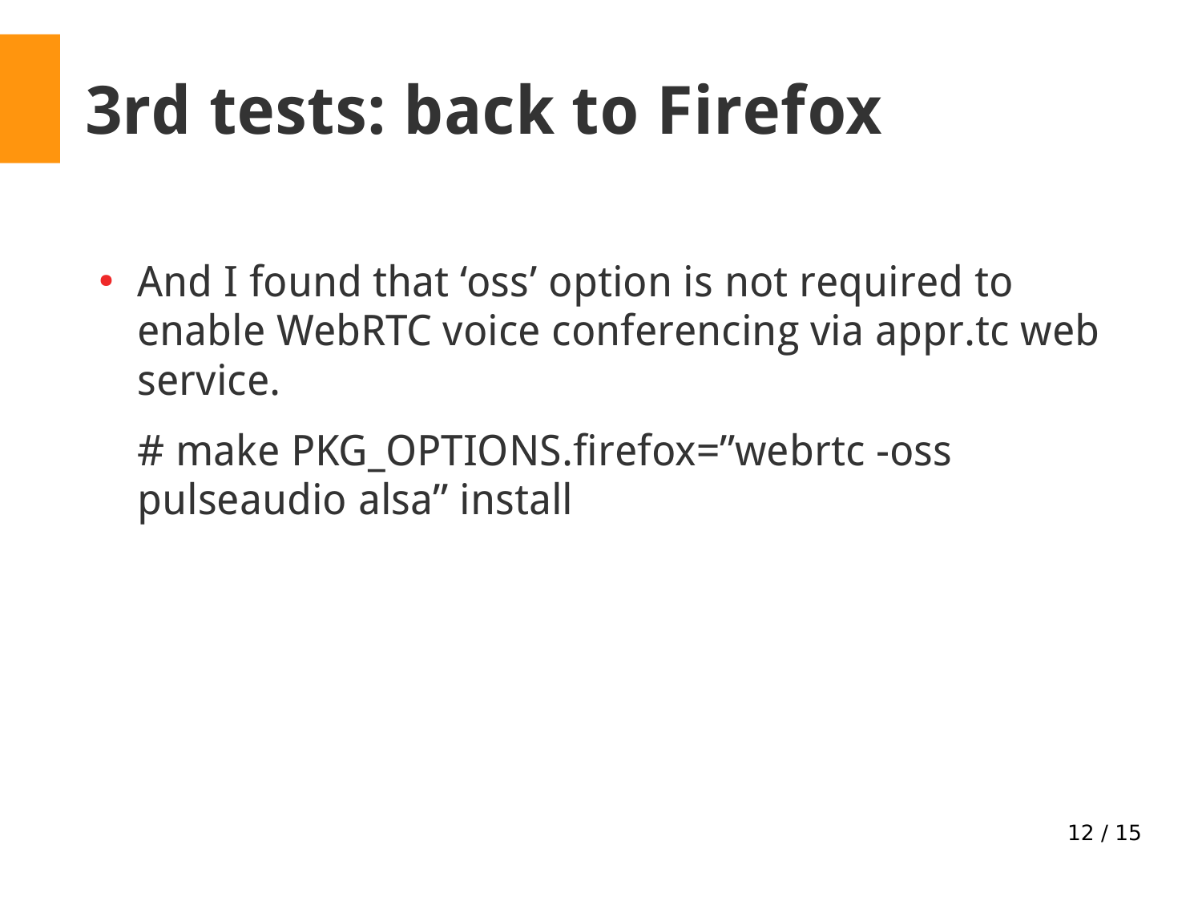# 3rd tests: back to Firefox

- And I found that ‘oss’ option is not required to enable WebRTC voice conferencing via appr.tc web service.

  # make PKG_OPTIONS.firefox=”webrtc -oss pulseaudio alsa” install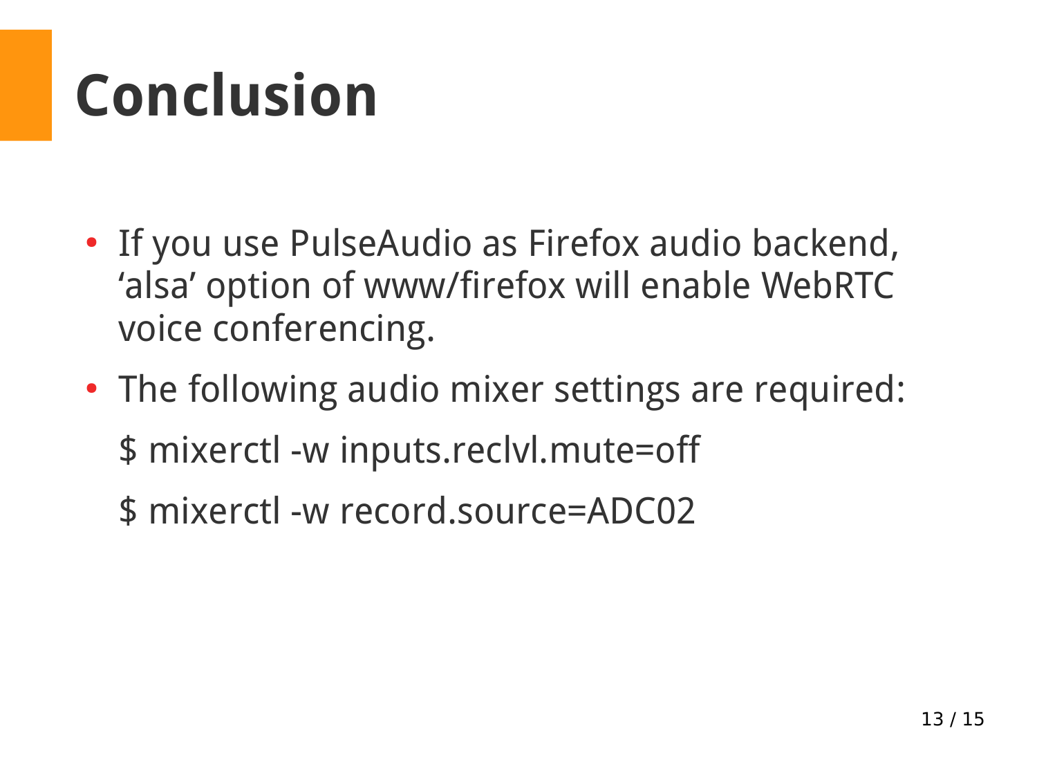# Conclusion

- If you use PulseAudio as Firefox audio backend, ‘alsa’ option of www/firefox will enable WebRTC voice conferencing.
- The following audio mixer settings are required:

```
$ mixerctl -w inputs.reclvl.mute=off
$ mixerctl -w record.source=ADC02
```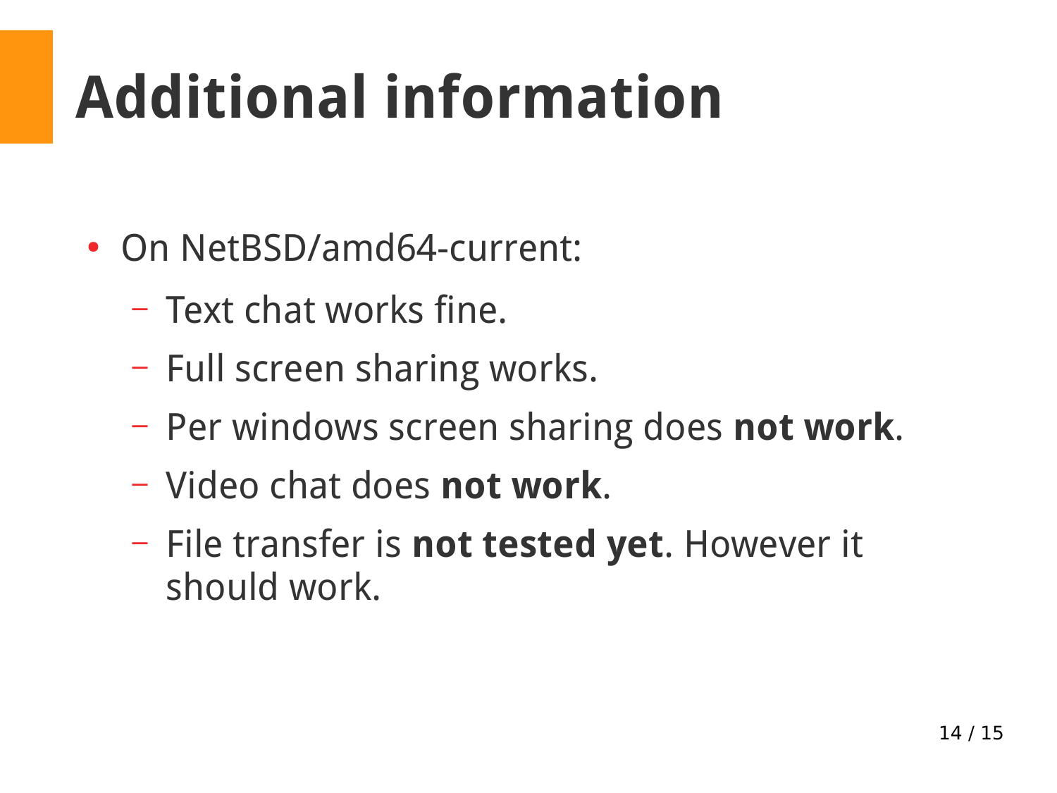# Additional information

- On NetBSD/amd64-current:
  - Text chat works fine.
  - Full screen sharing works.
  - Per windows screen sharing does **not work**.
  - Video chat does **not work**.
  - File transfer is **not tested yet**. However it should work.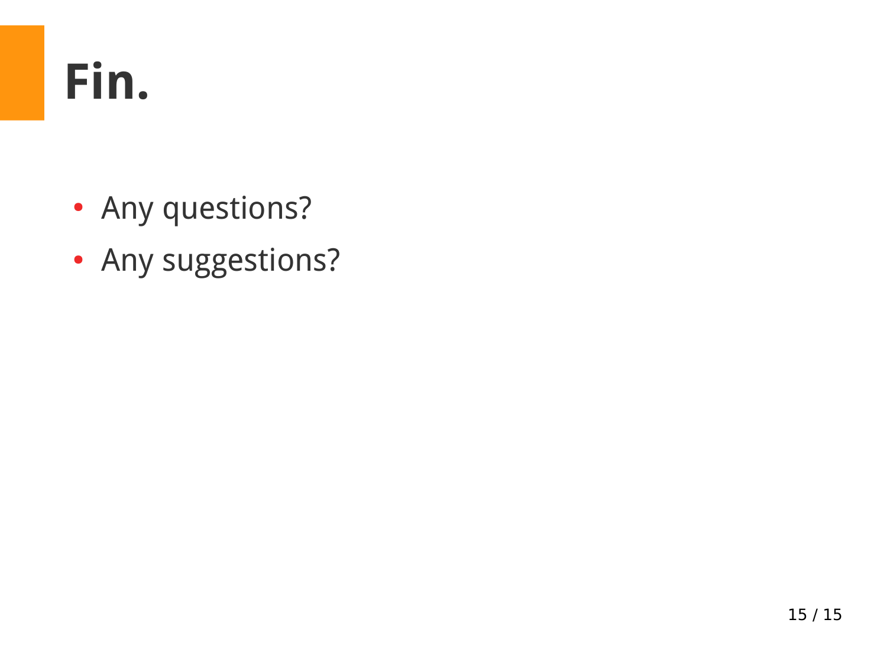# Fin.

- Any questions?
- Any suggestions?